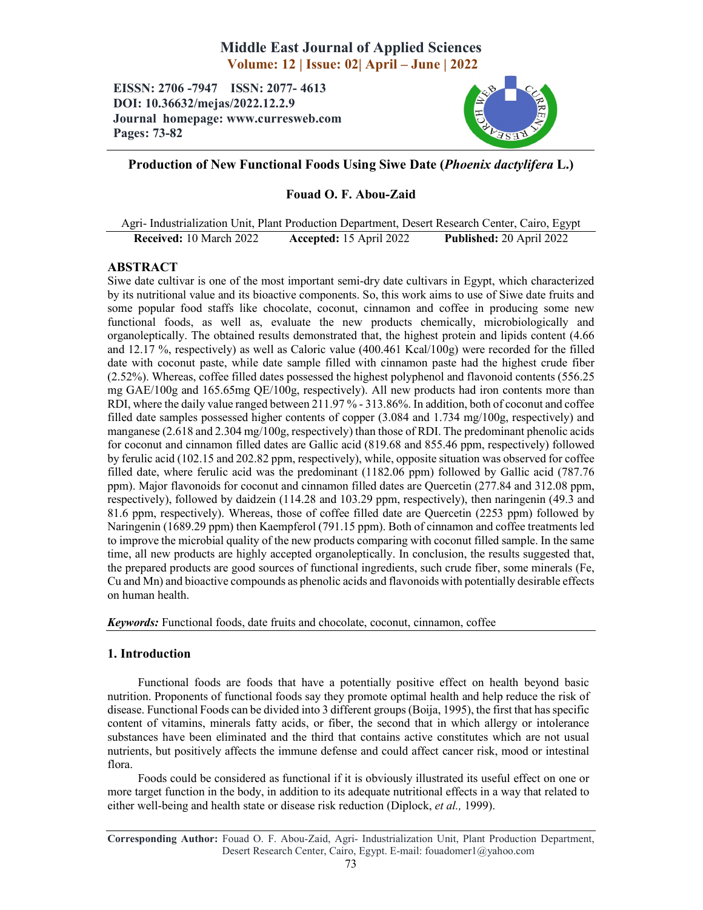# Middle East Journal of Applied Sciences

**Volume: 12 | Issue: 02| April – June | 2022**

**EISSN: 2706 -7947 ISSN: 2077- 4613**
**DOI: 10.36632/mejas/2022.12.2.9**
**Journal homepage: www.curresweb.com**
**Pages: 73-82**

## Production of New Functional Foods Using Siwe Date (*Phoenix dactylifera* L.)

**Fouad O. F. Abou-Zaid**

Agri- Industrialization Unit, Plant Production Department, Desert Research Center, Cairo, Egypt

**Received:** 10 March 2022 **Accepted:** 15 April 2022 **Published:** 20 April 2022

## ABSTRACT

Siwe date cultivar is one of the most important semi-dry date cultivars in Egypt, which characterized by its nutritional value and its bioactive components. So, this work aims to use of Siwe date fruits and some popular food staffs like chocolate, coconut, cinnamon and coffee in producing some new functional foods, as well as, evaluate the new products chemically, microbiologically and organoleptically. The obtained results demonstrated that, the highest protein and lipids content (4.66 and 12.17 %, respectively) as well as Caloric value (400.461 Kcal/100g) were recorded for the filled date with coconut paste, while date sample filled with cinnamon paste had the highest crude fiber (2.52%). Whereas, coffee filled dates possessed the highest polyphenol and flavonoid contents (556.25 mg GAE/100g and 165.65mg QE/100g, respectively). All new products had iron contents more than RDI, where the daily value ranged between 211.97 % - 313.86%. In addition, both of coconut and coffee filled date samples possessed higher contents of copper (3.084 and 1.734 mg/100g, respectively) and manganese (2.618 and 2.304 mg/100g, respectively) than those of RDI. The predominant phenolic acids for coconut and cinnamon filled dates are Gallic acid (819.68 and 855.46 ppm, respectively) followed by ferulic acid (102.15 and 202.82 ppm, respectively), while, opposite situation was observed for coffee filled date, where ferulic acid was the predominant (1182.06 ppm) followed by Gallic acid (787.76 ppm). Major flavonoids for coconut and cinnamon filled dates are Quercetin (277.84 and 312.08 ppm, respectively), followed by daidzein (114.28 and 103.29 ppm, respectively), then naringenin (49.3 and 81.6 ppm, respectively). Whereas, those of coffee filled date are Quercetin (2253 ppm) followed by Naringenin (1689.29 ppm) then Kaempferol (791.15 ppm). Both of cinnamon and coffee treatments led to improve the microbial quality of the new products comparing with coconut filled sample. In the same time, all new products are highly accepted organoleptically. In conclusion, the results suggested that, the prepared products are good sources of functional ingredients, such crude fiber, some minerals (Fe, Cu and Mn) and bioactive compounds as phenolic acids and flavonoids with potentially desirable effects on human health.

***Keywords:*** Functional foods, date fruits and chocolate, coconut, cinnamon, coffee

## 1. Introduction

Functional foods are foods that have a potentially positive effect on health beyond basic nutrition. Proponents of functional foods say they promote optimal health and help reduce the risk of disease. Functional Foods can be divided into 3 different groups (Boija, 1995), the first that has specific content of vitamins, minerals fatty acids, or fiber, the second that in which allergy or intolerance substances have been eliminated and the third that contains active constitutes which are not usual nutrients, but positively affects the immune defense and could affect cancer risk, mood or intestinal flora.

Foods could be considered as functional if it is obviously illustrated its useful effect on one or more target function in the body, in addition to its adequate nutritional effects in a way that related to either well-being and health state or disease risk reduction (Diplock, *et al.,* 1999).

**Corresponding Author:** Fouad O. F. Abou-Zaid, Agri- Industrialization Unit, Plant Production Department, Desert Research Center, Cairo, Egypt. E-mail: fouadomer1@yahoo.com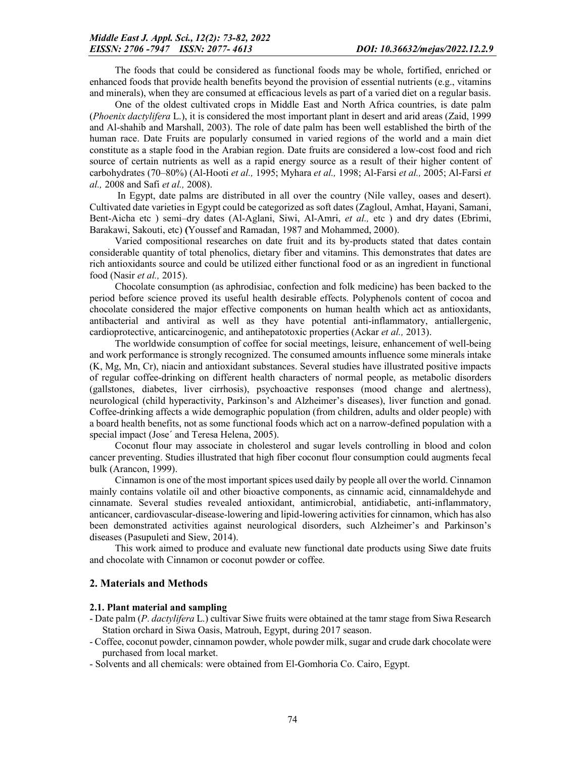The foods that could be considered as functional foods may be whole, fortified, enriched or enhanced foods that provide health benefits beyond the provision of essential nutrients (e.g., vitamins and minerals), when they are consumed at efficacious levels as part of a varied diet on a regular basis.

One of the oldest cultivated crops in Middle East and North Africa countries, is date palm (*Phoenix dactylifera* L.), it is considered the most important plant in desert and arid areas (Zaid, 1999 and Al-shahib and Marshall, 2003). The role of date palm has been well established the birth of the human race. Date Fruits are popularly consumed in varied regions of the world and a main diet constitute as a staple food in the Arabian region. Date fruits are considered a low-cost food and rich source of certain nutrients as well as a rapid energy source as a result of their higher content of carbohydrates (70–80%) (Al-Hooti *et al.,* 1995; Myhara *et al.,* 1998; Al-Farsi *et al.,* 2005; Al-Farsi *et al.,* 2008 and Safi *et al.,* 2008).

In Egypt, date palms are distributed in all over the country (Nile valley, oases and desert). Cultivated date varieties in Egypt could be categorized as soft dates (Zagloul, Amhat, Hayani, Samani, Bent-Aicha etc ) semi–dry dates (Al-Aglani, Siwi, Al-Amri, *et al.,* etc ) and dry dates (Ebrimi, Barakawi, Sakouti, etc) **(**Youssef and Ramadan, 1987 and Mohammed, 2000).

Varied compositional researches on date fruit and its by-products stated that dates contain considerable quantity of total phenolics, dietary fiber and vitamins. This demonstrates that dates are rich antioxidants source and could be utilized either functional food or as an ingredient in functional food (Nasir *et al.,* 2015).

Chocolate consumption (as aphrodisiac, confection and folk medicine) has been backed to the period before science proved its useful health desirable effects. Polyphenols content of cocoa and chocolate considered the major effective components on human health which act as antioxidants, antibacterial and antiviral as well as they have potential anti-inflammatory, antiallergenic, cardioprotective, anticarcinogenic, and antihepatotoxic properties (Ackar *et al.,* 2013).

The worldwide consumption of coffee for social meetings, leisure, enhancement of well-being and work performance is strongly recognized. The consumed amounts influence some minerals intake (K, Mg, Mn, Cr), niacin and antioxidant substances. Several studies have illustrated positive impacts of regular coffee-drinking on different health characters of normal people, as metabolic disorders (gallstones, diabetes, liver cirrhosis), psychoactive responses (mood change and alertness), neurological (child hyperactivity, Parkinson's and Alzheimer's diseases), liver function and gonad. Coffee-drinking affects a wide demographic population (from children, adults and older people) with a board health benefits, not as some functional foods which act on a narrow-defined population with a special impact (Jose´ and Teresa Helena, 2005).

Coconut flour may associate in cholesterol and sugar levels controlling in blood and colon cancer preventing. Studies illustrated that high fiber coconut flour consumption could augments fecal bulk (Arancon, 1999).

Cinnamon is one of the most important spices used daily by people all over the world. Cinnamon mainly contains volatile oil and other bioactive components, as cinnamic acid, cinnamaldehyde and cinnamate. Several studies revealed antioxidant, antimicrobial, antidiabetic, anti-inflammatory, anticancer, cardiovascular-disease-lowering and lipid-lowering activities for cinnamon, which has also been demonstrated activities against neurological disorders, such Alzheimer's and Parkinson's diseases (Pasupuleti and Siew, 2014).

This work aimed to produce and evaluate new functional date products using Siwe date fruits and chocolate with Cinnamon or coconut powder or coffee.

## 2. Materials and Methods

### 2.1. Plant material and sampling

- Date palm (*P. dactylifera* L.) cultivar Siwe fruits were obtained at the tamr stage from Siwa Research Station orchard in Siwa Oasis, Matrouh, Egypt, during 2017 season.
- Coffee, coconut powder, cinnamon powder, whole powder milk, sugar and crude dark chocolate were purchased from local market.
- Solvents and all chemicals: were obtained from El-Gomhoria Co. Cairo, Egypt.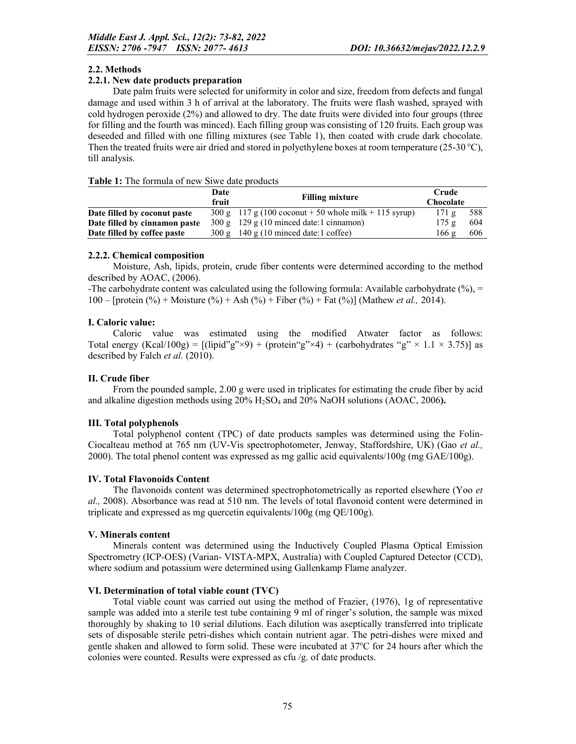## 2.2. Methods

### 2.2.1. New date products preparation

Date palm fruits were selected for uniformity in color and size, freedom from defects and fungal damage and used within 3 h of arrival at the laboratory. The fruits were flash washed, sprayed with cold hydrogen peroxide (2%) and allowed to dry. The date fruits were divided into four groups (three for filling and the fourth was minced). Each filling group was consisting of 120 fruits. Each group was deseeded and filled with one filling mixtures (see Table 1), then coated with crude dark chocolate. Then the treated fruits were air dried and stored in polyethylene boxes at room temperature (25-30 ºC), till analysis.

**Table 1:** The formula of new Siwe date products

| | Date fruit | Filling mixture | Crude Chocolate | |
|---|---|---|---|---|
| **Date filled by coconut paste** | 300 g | 117 g (100 coconut + 50 whole milk + 115 syrup) | 171 g | 588 |
| **Date filled by cinnamon paste** | 300 g | 129 g (10 minced date:1 cinnamon) | 175 g | 604 |
| **Date filled by coffee paste** | 300 g | 140 g (10 minced date:1 coffee) | 166 g | 606 |

### 2.2.2. Chemical composition

Moisture, Ash, lipids, protein, crude fiber contents were determined according to the method described by AOAC, (2006).

-The carbohydrate content was calculated using the following formula: Available carbohydrate (%), = 100 – [protein (%) + Moisture (%) + Ash (%) + Fiber (%) + Fat (%)] (Mathew *et al.,* 2014).

#### I. Caloric value:

Caloric value was estimated using the modified Atwater factor as follows: Total energy (Kcal/100g) = [(lipid"g"×9) + (protein"g"×4) + (carbohydrates "g" × 1.1 × 3.75)] as described by Falch *et al.* (2010).

#### II. Crude fiber

From the pounded sample, 2.00 g were used in triplicates for estimating the crude fiber by acid and alkaline digestion methods using 20% $H_2SO_4$ and 20% NaOH solutions (AOAC, 2006**).**

#### III. Total polyphenols

Total polyphenol content (TPC) of date products samples was determined using the Folin-Ciocalteau method at 765 nm (UV-Vis spectrophotometer, Jenway, Staffordshire, UK) (Gao *et al.,* 2000). The total phenol content was expressed as mg gallic acid equivalents/100g (mg GAE/100g).

#### IV. Total Flavonoids Content

The flavonoids content was determined spectrophotometrically as reported elsewhere (Yoo *et al.,* 2008). Absorbance was read at 510 nm. The levels of total flavonoid content were determined in triplicate and expressed as mg quercetin equivalents/100g (mg QE/100g).

#### V. Minerals content

Minerals content was determined using the Inductively Coupled Plasma Optical Emission Spectrometry (ICP-OES) (Varian- VISTA-MPX, Australia) with Coupled Captured Detector (CCD), where sodium and potassium were determined using Gallenkamp Flame analyzer.

#### VI. Determination of total viable count (TVC)

Total viable count was carried out using the method of Frazier, (1976), 1g of representative sample was added into a sterile test tube containing 9 ml of ringer's solution, the sample was mixed thoroughly by shaking to 10 serial dilutions. Each dilution was aseptically transferred into triplicate sets of disposable sterile petri-dishes which contain nutrient agar. The petri-dishes were mixed and gentle shaken and allowed to form solid. These were incubated at 37ºC for 24 hours after which the colonies were counted. Results were expressed as cfu /g. of date products.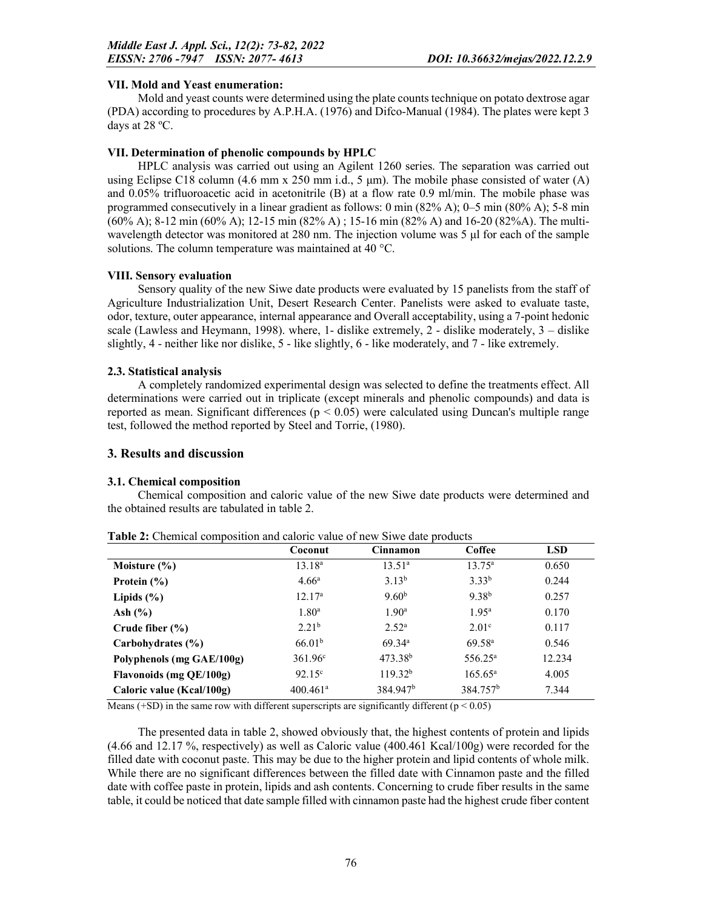### VII. Mold and Yeast enumeration:

Mold and yeast counts were determined using the plate counts technique on potato dextrose agar (PDA) according to procedures by A.P.H.A. (1976) and Difco-Manual (1984). The plates were kept 3 days at 28 ºC.

### VII. Determination of phenolic compounds by HPLC

HPLC analysis was carried out using an Agilent 1260 series. The separation was carried out using Eclipse C18 column (4.6 mm x 250 mm i.d., 5 μm). The mobile phase consisted of water (A) and 0.05% trifluoroacetic acid in acetonitrile (B) at a flow rate 0.9 ml/min. The mobile phase was programmed consecutively in a linear gradient as follows: 0 min (82% A); 0–5 min (80% A); 5-8 min (60% A); 8-12 min (60% A); 12-15 min (82% A) ; 15-16 min (82% A) and 16-20 (82%A). The multi-wavelength detector was monitored at 280 nm. The injection volume was 5 μl for each of the sample solutions. The column temperature was maintained at 40 °C.

### VIII. Sensory evaluation

Sensory quality of the new Siwe date products were evaluated by 15 panelists from the staff of Agriculture Industrialization Unit, Desert Research Center. Panelists were asked to evaluate taste, odor, texture, outer appearance, internal appearance and Overall acceptability, using a 7-point hedonic scale (Lawless and Heymann, 1998). where, 1- dislike extremely, 2 - dislike moderately, 3 – dislike slightly, 4 - neither like nor dislike, 5 - like slightly, 6 - like moderately, and 7 - like extremely.

### 2.3. Statistical analysis

A completely randomized experimental design was selected to define the treatments effect. All determinations were carried out in triplicate (except minerals and phenolic compounds) and data is reported as mean. Significant differences ($p < 0.05$) were calculated using Duncan's multiple range test, followed the method reported by Steel and Torrie, (1980).

## 3. Results and discussion

### 3.1. Chemical composition

Chemical composition and caloric value of the new Siwe date products were determined and the obtained results are tabulated in table 2.

**Table 2:** Chemical composition and caloric value of new Siwe date products

| | Coconut | Cinnamon | Coffee | LSD |
|---|---|---|---|---|
| **Moisture (%)** | 13.18$^{a}$ | 13.51$^{a}$ | 13.75$^{a}$ | 0.650 |
| **Protein (%)** | 4.66$^{a}$ | 3.13$^{b}$ | 3.33$^{b}$ | 0.244 |
| **Lipids (%)** | 12.17$^{a}$ | 9.60$^{b}$ | 9.38$^{b}$ | 0.257 |
| **Ash (%)** | 1.80$^{a}$ | 1.90$^{a}$ | 1.95$^{a}$ | 0.170 |
| **Crude fiber (%)** | 2.21$^{b}$ | 2.52$^{a}$ | 2.01$^{c}$ | 0.117 |
| **Carbohydrates (%)** | 66.01$^{b}$ | 69.34$^{a}$ | 69.58$^{a}$ | 0.546 |
| **Polyphenols (mg GAE/100g)** | 361.96$^{c}$ | 473.38$^{b}$ | 556.25$^{a}$ | 12.234 |
| **Flavonoids (mg QE/100g)** | 92.15$^{c}$ | 119.32$^{b}$ | 165.65$^{a}$ | 4.005 |
| **Caloric value (Kcal/100g)** | 400.461$^{a}$ | 384.947$^{b}$ | 384.757$^{b}$ | 7.344 |

Means (+SD) in the same row with different superscripts are significantly different ($p < 0.05$)

The presented data in table 2, showed obviously that, the highest contents of protein and lipids (4.66 and 12.17 %, respectively) as well as Caloric value (400.461 Kcal/100g) were recorded for the filled date with coconut paste. This may be due to the higher protein and lipid contents of whole milk. While there are no significant differences between the filled date with Cinnamon paste and the filled date with coffee paste in protein, lipids and ash contents. Concerning to crude fiber results in the same table, it could be noticed that date sample filled with cinnamon paste had the highest crude fiber content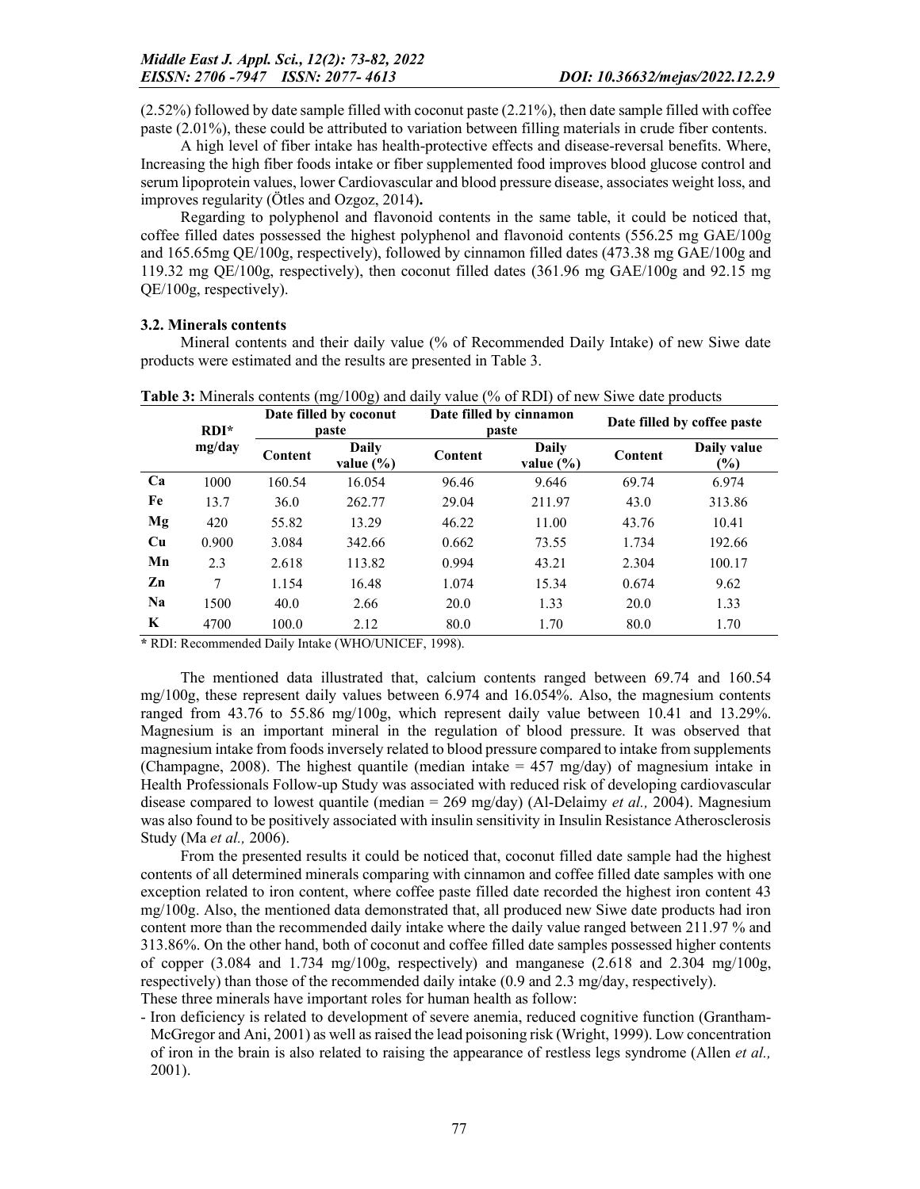(2.52%) followed by date sample filled with coconut paste (2.21%), then date sample filled with coffee paste (2.01%), these could be attributed to variation between filling materials in crude fiber contents.

A high level of fiber intake has health-protective effects and disease-reversal benefits. Where, Increasing the high fiber foods intake or fiber supplemented food improves blood glucose control and serum lipoprotein values, lower Cardiovascular and blood pressure disease, associates weight loss, and improves regularity (Ötles and Ozgoz, 2014)**.**

Regarding to polyphenol and flavonoid contents in the same table, it could be noticed that, coffee filled dates possessed the highest polyphenol and flavonoid contents (556.25 mg GAE/100g and 165.65mg QE/100g, respectively), followed by cinnamon filled dates (473.38 mg GAE/100g and 119.32 mg QE/100g, respectively), then coconut filled dates (361.96 mg GAE/100g and 92.15 mg QE/100g, respectively).

### 3.2. Minerals contents

Mineral contents and their daily value (% of Recommended Daily Intake) of new Siwe date products were estimated and the results are presented in Table 3.

**Table 3:** Minerals contents (mg/100g) and daily value (% of RDI) of new Siwe date products

| | RDI* mg/day | Date filled by coconut paste | | Date filled by cinnamon paste | | Date filled by coffee paste | |
|---|---|---|---|---|---|---|---|
| | | Content | Daily value (%) | Content | Daily value (%) | Content | Daily value (%) |
| **Ca** | 1000 | 160.54 | 16.054 | 96.46 | 9.646 | 69.74 | 6.974 |
| **Fe** | 13.7 | 36.0 | 262.77 | 29.04 | 211.97 | 43.0 | 313.86 |
| **Mg** | 420 | 55.82 | 13.29 | 46.22 | 11.00 | 43.76 | 10.41 |
| **Cu** | 0.900 | 3.084 | 342.66 | 0.662 | 73.55 | 1.734 | 192.66 |
| **Mn** | 2.3 | 2.618 | 113.82 | 0.994 | 43.21 | 2.304 | 100.17 |
| **Zn** | 7 | 1.154 | 16.48 | 1.074 | 15.34 | 0.674 | 9.62 |
| **Na** | 1500 | 40.0 | 2.66 | 20.0 | 1.33 | 20.0 | 1.33 |
| **K** | 4700 | 100.0 | 2.12 | 80.0 | 1.70 | 80.0 | 1.70 |

**\*** RDI: Recommended Daily Intake (WHO/UNICEF, 1998).

The mentioned data illustrated that, calcium contents ranged between 69.74 and 160.54 mg/100g, these represent daily values between 6.974 and 16.054%. Also, the magnesium contents ranged from 43.76 to 55.86 mg/100g, which represent daily value between 10.41 and 13.29%. Magnesium is an important mineral in the regulation of blood pressure. It was observed that magnesium intake from foods inversely related to blood pressure compared to intake from supplements (Champagne, 2008). The highest quantile (median intake = 457 mg/day) of magnesium intake in Health Professionals Follow-up Study was associated with reduced risk of developing cardiovascular disease compared to lowest quantile (median = 269 mg/day) (Al-Delaimy *et al.,* 2004). Magnesium was also found to be positively associated with insulin sensitivity in Insulin Resistance Atherosclerosis Study (Ma *et al.,* 2006).

From the presented results it could be noticed that, coconut filled date sample had the highest contents of all determined minerals comparing with cinnamon and coffee filled date samples with one exception related to iron content, where coffee paste filled date recorded the highest iron content 43 mg/100g. Also, the mentioned data demonstrated that, all produced new Siwe date products had iron content more than the recommended daily intake where the daily value ranged between 211.97 % and 313.86%. On the other hand, both of coconut and coffee filled date samples possessed higher contents of copper (3.084 and 1.734 mg/100g, respectively) and manganese (2.618 and 2.304 mg/100g, respectively) than those of the recommended daily intake (0.9 and 2.3 mg/day, respectively).

These three minerals have important roles for human health as follow:

- Iron deficiency is related to development of severe anemia, reduced cognitive function (Grantham-McGregor and Ani, 2001) as well as raised the lead poisoning risk (Wright, 1999). Low concentration of iron in the brain is also related to raising the appearance of restless legs syndrome (Allen *et al.,* 2001).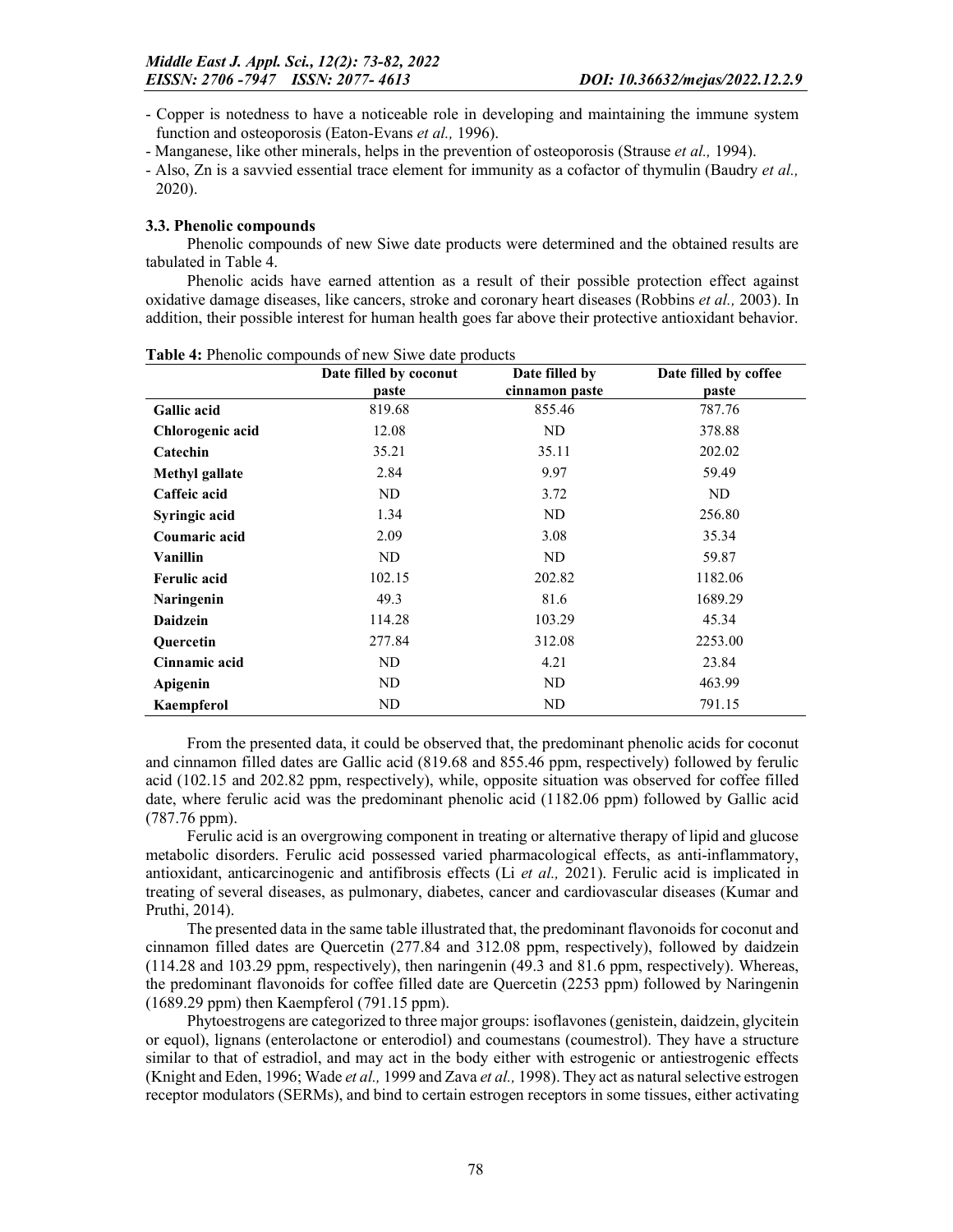- Copper is notedness to have a noticeable role in developing and maintaining the immune system function and osteoporosis (Eaton-Evans *et al.,* 1996).
- Manganese, like other minerals, helps in the prevention of osteoporosis (Strause *et al.,* 1994).
- Also, Zn is a savvied essential trace element for immunity as a cofactor of thymulin (Baudry *et al.,* 2020).

### 3.3. Phenolic compounds

Phenolic compounds of new Siwe date products were determined and the obtained results are tabulated in Table 4.

Phenolic acids have earned attention as a result of their possible protection effect against oxidative damage diseases, like cancers, stroke and coronary heart diseases (Robbins *et al.,* 2003). In addition, their possible interest for human health goes far above their protective antioxidant behavior.

**Table 4:** Phenolic compounds of new Siwe date products

| | Date filled by coconut paste | Date filled by cinnamon paste | Date filled by coffee paste |
|---|---|---|---|
| **Gallic acid** | 819.68 | 855.46 | 787.76 |
| **Chlorogenic acid** | 12.08 | ND | 378.88 |
| **Catechin** | 35.21 | 35.11 | 202.02 |
| **Methyl gallate** | 2.84 | 9.97 | 59.49 |
| **Caffeic acid** | ND | 3.72 | ND |
| **Syringic acid** | 1.34 | ND | 256.80 |
| **Coumaric acid** | 2.09 | 3.08 | 35.34 |
| **Vanillin** | ND | ND | 59.87 |
| **Ferulic acid** | 102.15 | 202.82 | 1182.06 |
| **Naringenin** | 49.3 | 81.6 | 1689.29 |
| **Daidzein** | 114.28 | 103.29 | 45.34 |
| **Quercetin** | 277.84 | 312.08 | 2253.00 |
| **Cinnamic acid** | ND | 4.21 | 23.84 |
| **Apigenin** | ND | ND | 463.99 |
| **Kaempferol** | ND | ND | 791.15 |

From the presented data, it could be observed that, the predominant phenolic acids for coconut and cinnamon filled dates are Gallic acid (819.68 and 855.46 ppm, respectively) followed by ferulic acid (102.15 and 202.82 ppm, respectively), while, opposite situation was observed for coffee filled date, where ferulic acid was the predominant phenolic acid (1182.06 ppm) followed by Gallic acid (787.76 ppm).

Ferulic acid is an overgrowing component in treating or alternative therapy of lipid and glucose metabolic disorders. Ferulic acid possessed varied pharmacological effects, as anti-inflammatory, antioxidant, anticarcinogenic and antifibrosis effects (Li *et al.,* 2021). Ferulic acid is implicated in treating of several diseases, as pulmonary, diabetes, cancer and cardiovascular diseases (Kumar and Pruthi, 2014).

The presented data in the same table illustrated that, the predominant flavonoids for coconut and cinnamon filled dates are Quercetin (277.84 and 312.08 ppm, respectively), followed by daidzein (114.28 and 103.29 ppm, respectively), then naringenin (49.3 and 81.6 ppm, respectively). Whereas, the predominant flavonoids for coffee filled date are Quercetin (2253 ppm) followed by Naringenin (1689.29 ppm) then Kaempferol (791.15 ppm).

Phytoestrogens are categorized to three major groups: isoflavones (genistein, daidzein, glycitein or equol), lignans (enterolactone or enterodiol) and coumestans (coumestrol). They have a structure similar to that of estradiol, and may act in the body either with estrogenic or antiestrogenic effects (Knight and Eden, 1996; Wade *et al.,* 1999 and Zava *et al.,* 1998). They act as natural selective estrogen receptor modulators (SERMs), and bind to certain estrogen receptors in some tissues, either activating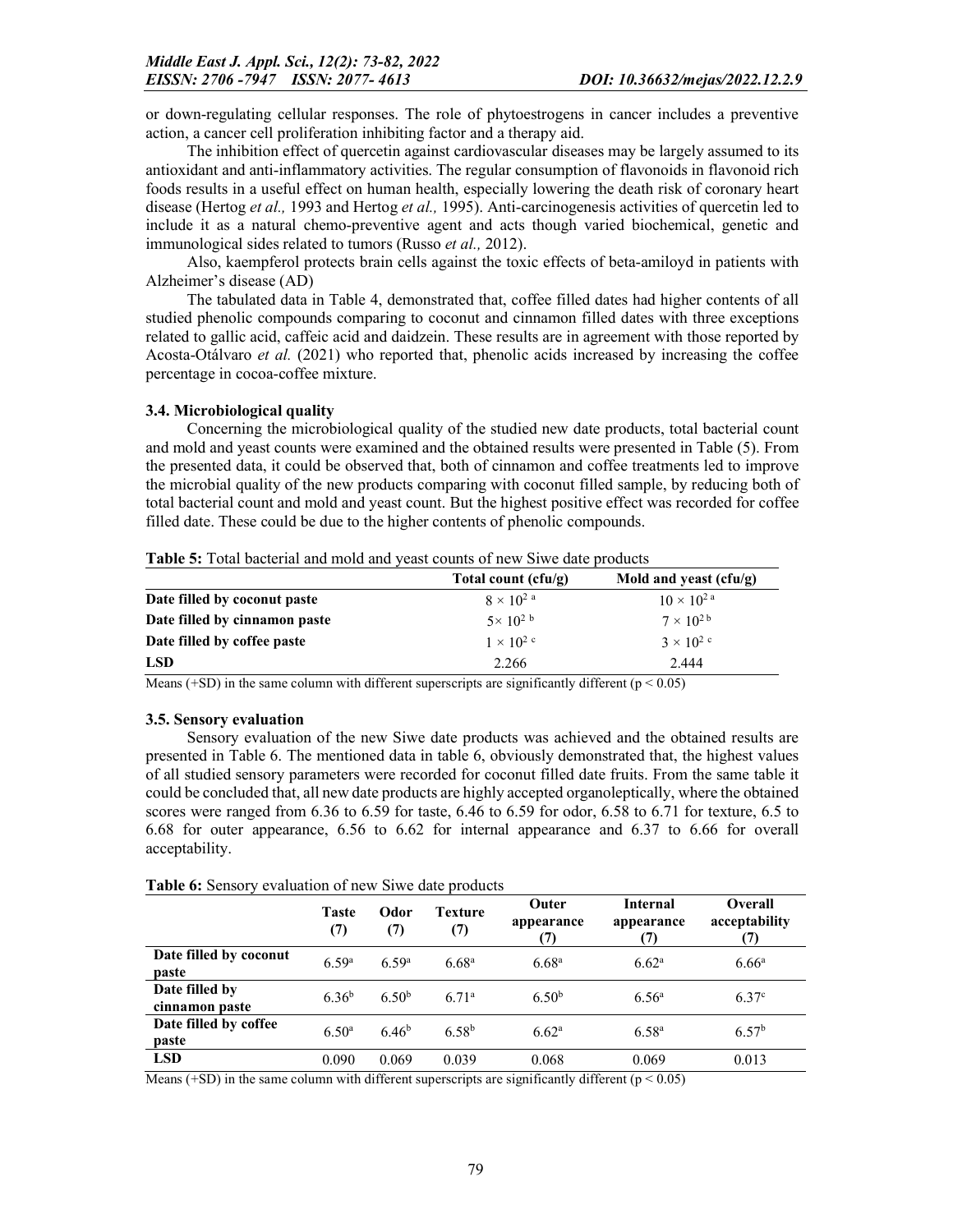or down-regulating cellular responses. The role of phytoestrogens in cancer includes a preventive action, a cancer cell proliferation inhibiting factor and a therapy aid.

The inhibition effect of quercetin against cardiovascular diseases may be largely assumed to its antioxidant and anti-inflammatory activities. The regular consumption of flavonoids in flavonoid rich foods results in a useful effect on human health, especially lowering the death risk of coronary heart disease (Hertog *et al.,* 1993 and Hertog *et al.,* 1995). Anti-carcinogenesis activities of quercetin led to include it as a natural chemo-preventive agent and acts though varied biochemical, genetic and immunological sides related to tumors (Russo *et al.,* 2012).

Also, kaempferol protects brain cells against the toxic effects of beta-amiloyd in patients with Alzheimer's disease (AD)

The tabulated data in Table 4, demonstrated that, coffee filled dates had higher contents of all studied phenolic compounds comparing to coconut and cinnamon filled dates with three exceptions related to gallic acid, caffeic acid and daidzein. These results are in agreement with those reported by Acosta-Otálvaro *et al.* (2021) who reported that, phenolic acids increased by increasing the coffee percentage in cocoa-coffee mixture.

### 3.4. Microbiological quality

Concerning the microbiological quality of the studied new date products, total bacterial count and mold and yeast counts were examined and the obtained results were presented in Table (5). From the presented data, it could be observed that, both of cinnamon and coffee treatments led to improve the microbial quality of the new products comparing with coconut filled sample, by reducing both of total bacterial count and mold and yeast count. But the highest positive effect was recorded for coffee filled date. These could be due to the higher contents of phenolic compounds.

**Table 5:** Total bacterial and mold and yeast counts of new Siwe date products

| | Total count (cfu/g) | Mold and yeast (cfu/g) |
|---|---|---|
| **Date filled by coconut paste** | $8 \times 10^{2\,a}$ | $10 \times 10^{2\,a}$ |
| **Date filled by cinnamon paste** | $5 \times 10^{2\,b}$ | $7 \times 10^{2\,b}$ |
| **Date filled by coffee paste** | $1 \times 10^{2\,c}$ | $3 \times 10^{2\,c}$ |
| **LSD** | 2.266 | 2.444 |

Means (+SD) in the same column with different superscripts are significantly different ($p < 0.05$)

### 3.5. Sensory evaluation

Sensory evaluation of the new Siwe date products was achieved and the obtained results are presented in Table 6. The mentioned data in table 6, obviously demonstrated that, the highest values of all studied sensory parameters were recorded for coconut filled date fruits. From the same table it could be concluded that, all new date products are highly accepted organoleptically, where the obtained scores were ranged from 6.36 to 6.59 for taste, 6.46 to 6.59 for odor, 6.58 to 6.71 for texture, 6.5 to 6.68 for outer appearance, 6.56 to 6.62 for internal appearance and 6.37 to 6.66 for overall acceptability.

**Table 6:** Sensory evaluation of new Siwe date products

| | Taste (7) | Odor (7) | Texture (7) | Outer appearance (7) | Internal appearance (7) | Overall acceptability (7) |
|---|---|---|---|---|---|---|
| **Date filled by coconut paste** | $6.59^{a}$ | $6.59^{a}$ | $6.68^{a}$ | $6.68^{a}$ | $6.62^{a}$ | $6.66^{a}$ |
| **Date filled by cinnamon paste** | $6.36^{b}$ | $6.50^{b}$ | $6.71^{a}$ | $6.50^{b}$ | $6.56^{a}$ | $6.37^{c}$ |
| **Date filled by coffee paste** | $6.50^{a}$ | $6.46^{b}$ | $6.58^{b}$ | $6.62^{a}$ | $6.58^{a}$ | $6.57^{b}$ |
| **LSD** | 0.090 | 0.069 | 0.039 | 0.068 | 0.069 | 0.013 |

Means (+SD) in the same column with different superscripts are significantly different ($p < 0.05$)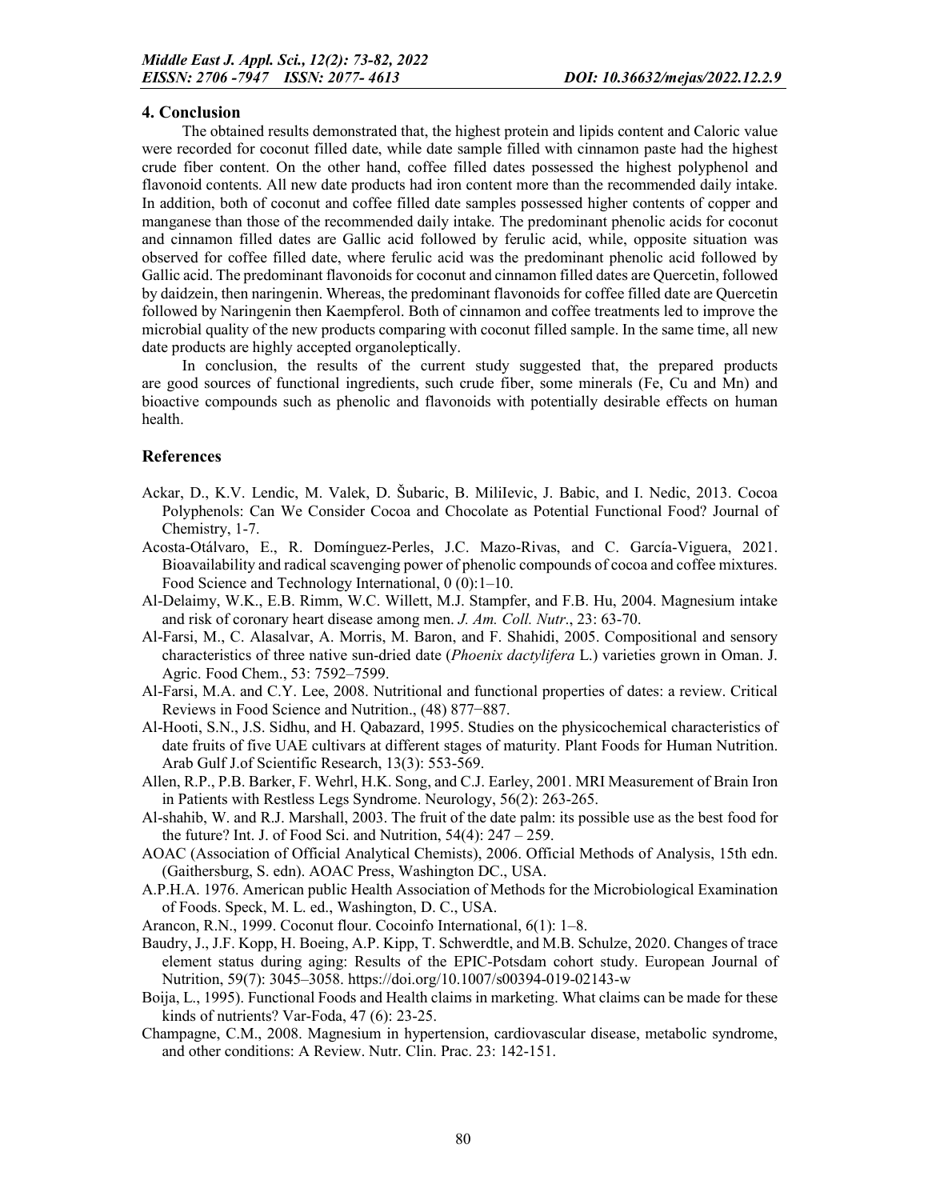## 4. Conclusion

The obtained results demonstrated that, the highest protein and lipids content and Caloric value were recorded for coconut filled date, while date sample filled with cinnamon paste had the highest crude fiber content. On the other hand, coffee filled dates possessed the highest polyphenol and flavonoid contents. All new date products had iron content more than the recommended daily intake. In addition, both of coconut and coffee filled date samples possessed higher contents of copper and manganese than those of the recommended daily intake. The predominant phenolic acids for coconut and cinnamon filled dates are Gallic acid followed by ferulic acid, while, opposite situation was observed for coffee filled date, where ferulic acid was the predominant phenolic acid followed by Gallic acid. The predominant flavonoids for coconut and cinnamon filled dates are Quercetin, followed by daidzein, then naringenin. Whereas, the predominant flavonoids for coffee filled date are Quercetin followed by Naringenin then Kaempferol. Both of cinnamon and coffee treatments led to improve the microbial quality of the new products comparing with coconut filled sample. In the same time, all new date products are highly accepted organoleptically.

In conclusion, the results of the current study suggested that, the prepared products are good sources of functional ingredients, such crude fiber, some minerals (Fe, Cu and Mn) and bioactive compounds such as phenolic and flavonoids with potentially desirable effects on human health.

## References

Ackar, D., K.V. Lendic, M. Valek, D. Šubaric, B. MiliIevic, J. Babic, and I. Nedic, 2013. Cocoa Polyphenols: Can We Consider Cocoa and Chocolate as Potential Functional Food? Journal of Chemistry, 1-7.

Acosta-Otálvaro, E., R. Domínguez-Perles, J.C. Mazo-Rivas, and C. García-Viguera, 2021. Bioavailability and radical scavenging power of phenolic compounds of cocoa and coffee mixtures. Food Science and Technology International, 0 (0):1–10.

Al-Delaimy, W.K., E.B. Rimm, W.C. Willett, M.J. Stampfer, and F.B. Hu, 2004. Magnesium intake and risk of coronary heart disease among men. *J. Am. Coll. Nutr*., 23: 63-70.

Al-Farsi, M., C. Alasalvar, A. Morris, M. Baron, and F. Shahidi, 2005. Compositional and sensory characteristics of three native sun-dried date (*Phoenix dactylifera* L.) varieties grown in Oman. J. Agric. Food Chem., 53: 7592–7599.

Al-Farsi, M.A. and C.Y. Lee, 2008. Nutritional and functional properties of dates: a review. Critical Reviews in Food Science and Nutrition., (48) 877‒887.

Al-Hooti, S.N., J.S. Sidhu, and H. Qabazard, 1995. Studies on the physicochemical characteristics of date fruits of five UAE cultivars at different stages of maturity. Plant Foods for Human Nutrition. Arab Gulf J.of Scientific Research, 13(3): 553-569.

Allen, R.P., P.B. Barker, F. Wehrl, H.K. Song, and C.J. Earley, 2001. MRI Measurement of Brain Iron in Patients with Restless Legs Syndrome. Neurology, 56(2): 263-265.

Al-shahib, W. and R.J. Marshall, 2003. The fruit of the date palm: its possible use as the best food for the future? Int. J. of Food Sci. and Nutrition, 54(4): 247 – 259.

AOAC (Association of Official Analytical Chemists), 2006. Official Methods of Analysis, 15th edn. (Gaithersburg, S. edn). AOAC Press, Washington DC., USA.

A.P.H.A. 1976. American public Health Association of Methods for the Microbiological Examination of Foods. Speck, M. L. ed., Washington, D. C., USA.

Arancon, R.N., 1999. Coconut flour. Cocoinfo International, 6(1): 1–8.

Baudry, J., J.F. Kopp, H. Boeing, A.P. Kipp, T. Schwerdtle, and M.B. Schulze, 2020. Changes of trace element status during aging: Results of the EPIC-Potsdam cohort study. European Journal of Nutrition, 59(7): 3045–3058. https://doi.org/10.1007/s00394-019-02143-w

Boija, L., 1995). Functional Foods and Health claims in marketing. What claims can be made for these kinds of nutrients? Var-Foda, 47 (6): 23-25.

Champagne, C.M., 2008. Magnesium in hypertension, cardiovascular disease, metabolic syndrome, and other conditions: A Review. Nutr. Clin. Prac. 23: 142-151.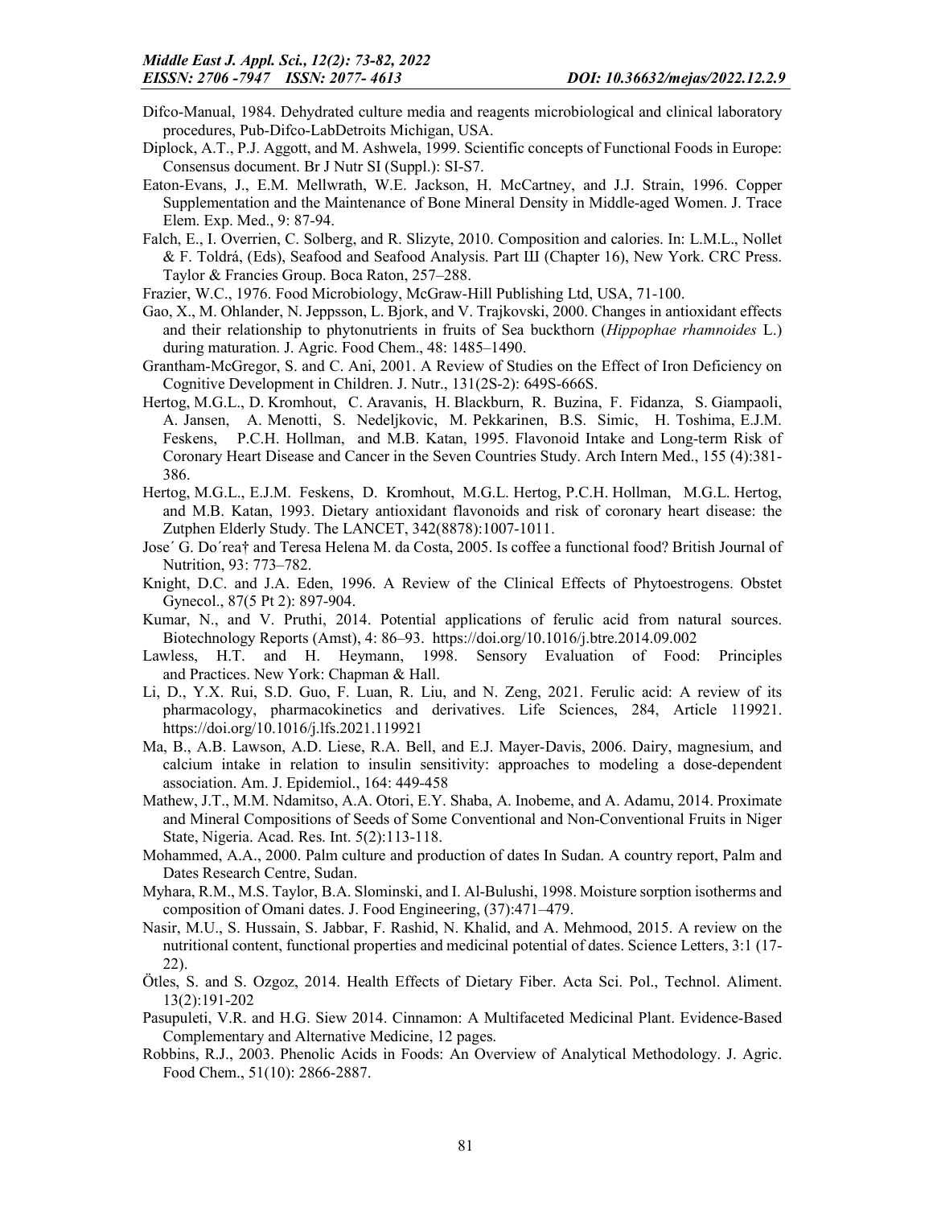Difco-Manual, 1984. Dehydrated culture media and reagents microbiological and clinical laboratory procedures, Pub-Difco-LabDetroits Michigan, USA.

Diplock, A.T., P.J. Aggott, and M. Ashwela, 1999. Scientific concepts of Functional Foods in Europe: Consensus document. Br J Nutr SI (Suppl.): SI-S7.

Eaton-Evans, J., E.M. Mellwrath, W.E. Jackson, H. McCartney, and J.J. Strain, 1996. Copper Supplementation and the Maintenance of Bone Mineral Density in Middle-aged Women. J. Trace Elem. Exp. Med., 9: 87-94.

Falch, E., I. Overrien, C. Solberg, and R. Slizyte, 2010. Composition and calories. In: L.M.L., Nollet & F. Toldrá, (Eds), Seafood and Seafood Analysis. Part Ш (Chapter 16), New York. CRC Press. Taylor & Francies Group. Boca Raton, 257–288.

Frazier, W.C., 1976. Food Microbiology, McGraw-Hill Publishing Ltd, USA, 71-100.

Gao, X., M. Ohlander, N. Jeppsson, L. Bjork, and V. Trajkovski, 2000. Changes in antioxidant effects and their relationship to phytonutrients in fruits of Sea buckthorn (*Hippophae rhamnoides* L.) during maturation. J. Agric. Food Chem., 48: 1485–1490.

Grantham-McGregor, S. and C. Ani, 2001. A Review of Studies on the Effect of Iron Deficiency on Cognitive Development in Children. J. Nutr., 131(2S-2): 649S-666S.

Hertog, M.G.L., D. Kromhout, C. Aravanis, H. Blackburn, R. Buzina, F. Fidanza, S. Giampaoli, A. Jansen, A. Menotti, S. Nedeljkovic, M. Pekkarinen, B.S. Simic, H. Toshima, E.J.M. Feskens, P.C.H. Hollman, and M.B. Katan, 1995. Flavonoid Intake and Long-term Risk of Coronary Heart Disease and Cancer in the Seven Countries Study. Arch Intern Med., 155 (4):381-386.

Hertog, M.G.L., E.J.M. Feskens, D. Kromhout, M.G.L. Hertog, P.C.H. Hollman, M.G.L. Hertog, and M.B. Katan, 1993. Dietary antioxidant flavonoids and risk of coronary heart disease: the Zutphen Elderly Study. The LANCET, 342(8878):1007-1011.

Jose´ G. Do´rea† and Teresa Helena M. da Costa, 2005. Is coffee a functional food? British Journal of Nutrition, 93: 773–782.

Knight, D.C. and J.A. Eden, 1996. A Review of the Clinical Effects of Phytoestrogens. Obstet Gynecol., 87(5 Pt 2): 897-904.

Kumar, N., and V. Pruthi, 2014. Potential applications of ferulic acid from natural sources. Biotechnology Reports (Amst), 4: 86–93. https://doi.org/10.1016/j.btre.2014.09.002

Lawless, H.T. and H. Heymann, 1998. Sensory Evaluation of Food: Principles and Practices. New York: Chapman & Hall.

Li, D., Y.X. Rui, S.D. Guo, F. Luan, R. Liu, and N. Zeng, 2021. Ferulic acid: A review of its pharmacology, pharmacokinetics and derivatives. Life Sciences, 284, Article 119921. https://doi.org/10.1016/j.lfs.2021.119921

Ma, B., A.B. Lawson, A.D. Liese, R.A. Bell, and E.J. Mayer-Davis, 2006. Dairy, magnesium, and calcium intake in relation to insulin sensitivity: approaches to modeling a dose-dependent association. Am. J. Epidemiol., 164: 449-458

Mathew, J.T., M.M. Ndamitso, A.A. Otori, E.Y. Shaba, A. Inobeme, and A. Adamu, 2014. Proximate and Mineral Compositions of Seeds of Some Conventional and Non-Conventional Fruits in Niger State, Nigeria. Acad. Res. Int. 5(2):113-118.

Mohammed, A.A., 2000. Palm culture and production of dates In Sudan. A country report, Palm and Dates Research Centre, Sudan.

Myhara, R.M., M.S. Taylor, B.A. Slominski, and I. Al-Bulushi, 1998. Moisture sorption isotherms and composition of Omani dates. J. Food Engineering, (37):471–479.

Nasir, M.U., S. Hussain, S. Jabbar, F. Rashid, N. Khalid, and A. Mehmood, 2015. A review on the nutritional content, functional properties and medicinal potential of dates. Science Letters, 3:1 (17-22).

Ötles, S. and S. Ozgoz, 2014. Health Effects of Dietary Fiber. Acta Sci. Pol., Technol. Aliment. 13(2):191-202

Pasupuleti, V.R. and H.G. Siew 2014. Cinnamon: A Multifaceted Medicinal Plant. Evidence-Based Complementary and Alternative Medicine, 12 pages.

Robbins, R.J., 2003. Phenolic Acids in Foods: An Overview of Analytical Methodology. J. Agric. Food Chem., 51(10): 2866-2887.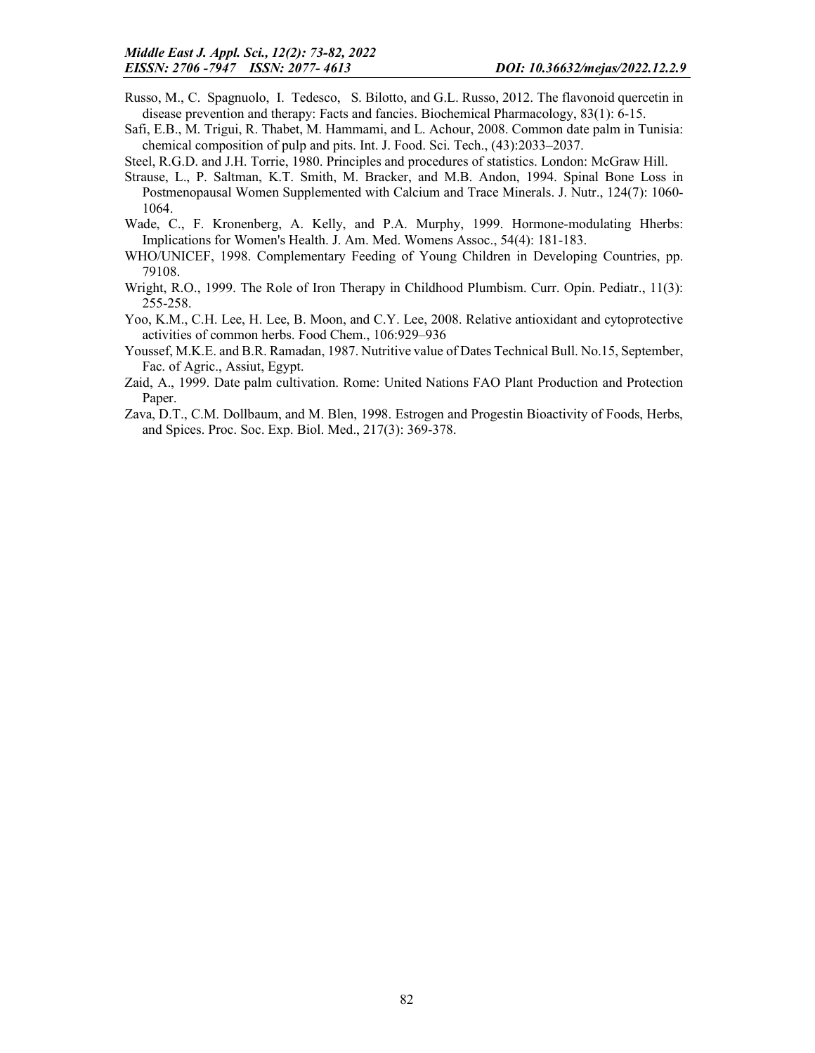Russo, M., C. Spagnuolo, I. Tedesco, S. Bilotto, and G.L. Russo, 2012. The flavonoid quercetin in disease prevention and therapy: Facts and fancies. Biochemical Pharmacology, 83(1): 6-15.

Safi, E.B., M. Trigui, R. Thabet, M. Hammami, and L. Achour, 2008. Common date palm in Tunisia: chemical composition of pulp and pits. Int. J. Food. Sci. Tech., (43):2033–2037.

Steel, R.G.D. and J.H. Torrie, 1980. Principles and procedures of statistics. London: McGraw Hill.

Strause, L., P. Saltman, K.T. Smith, M. Bracker, and M.B. Andon, 1994. Spinal Bone Loss in Postmenopausal Women Supplemented with Calcium and Trace Minerals. J. Nutr., 124(7): 1060-1064.

Wade, C., F. Kronenberg, A. Kelly, and P.A. Murphy, 1999. Hormone-modulating Hherbs: Implications for Women's Health. J. Am. Med. Womens Assoc., 54(4): 181-183.

WHO/UNICEF, 1998. Complementary Feeding of Young Children in Developing Countries, pp. 79108.

Wright, R.O., 1999. The Role of Iron Therapy in Childhood Plumbism. Curr. Opin. Pediatr., 11(3): 255-258.

Yoo, K.M., C.H. Lee, H. Lee, B. Moon, and C.Y. Lee, 2008. Relative antioxidant and cytoprotective activities of common herbs. Food Chem., 106:929–936

Youssef, M.K.E. and B.R. Ramadan, 1987. Nutritive value of Dates Technical Bull. No.15, September, Fac. of Agric., Assiut, Egypt.

Zaid, A., 1999. Date palm cultivation. Rome: United Nations FAO Plant Production and Protection Paper.

Zava, D.T., C.M. Dollbaum, and M. Blen, 1998. Estrogen and Progestin Bioactivity of Foods, Herbs, and Spices. Proc. Soc. Exp. Biol. Med., 217(3): 369-378.